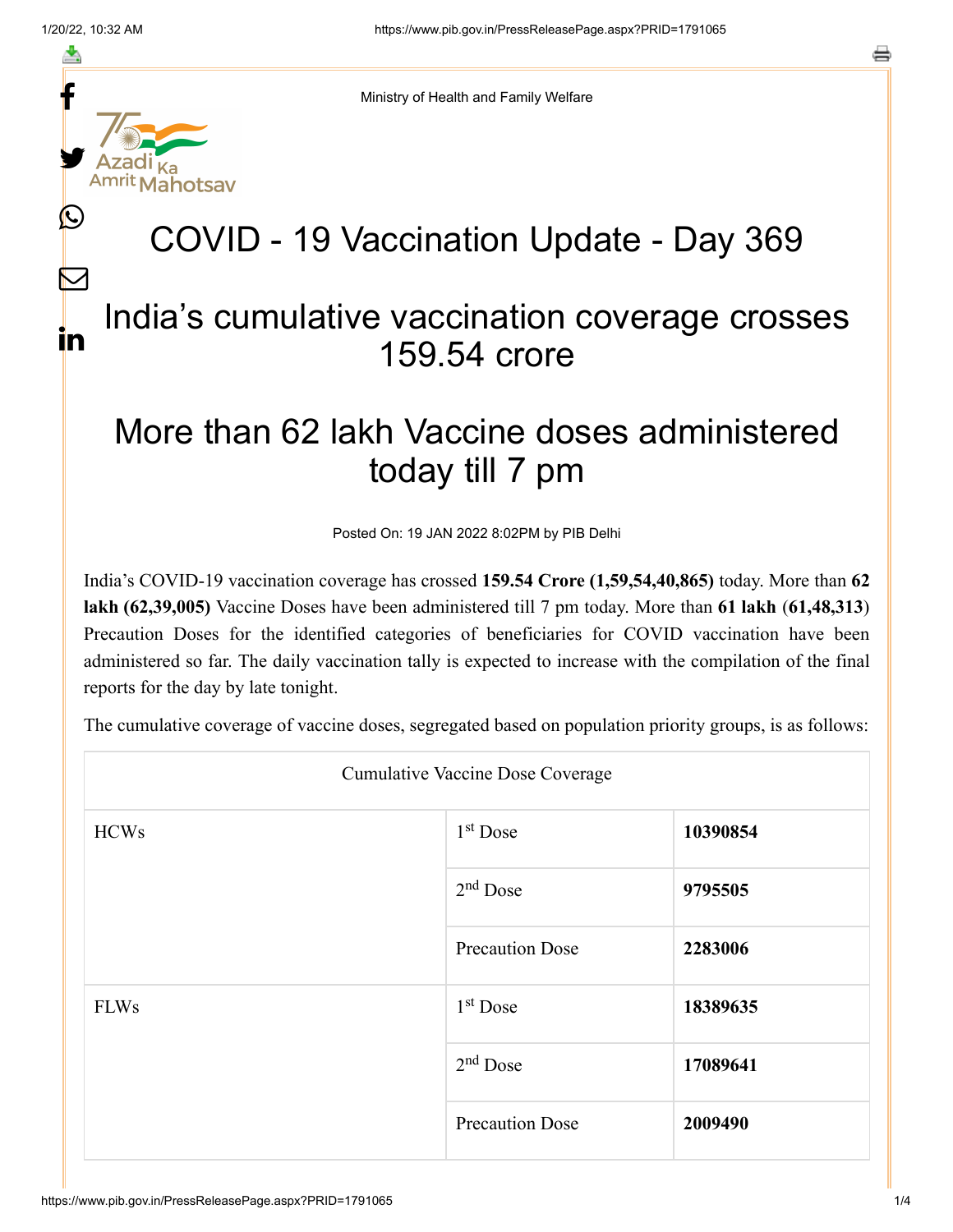Ministry of Health and Family Welfare

# COVID - 19 Vaccination Update - Day 369

## India's cumulative vaccination coverage crosses 159.54 crore

## More than 62 lakh Vaccine doses administered today till 7 pm

Posted On: 19 JAN 2022 8:02PM by PIB Delhi

India's COVID-19 vaccination coverage has crossed **159.54 Crore (1,59,54,40,865)** today. More than **62 lakh (62,39,005)** Vaccine Doses have been administered till 7 pm today. More than **61 lakh** (**61,48,313**) Precaution Doses for the identified categories of beneficiaries for COVID vaccination have been administered so far. The daily vaccination tally is expected to increase with the compilation of the final reports for the day by late tonight.

The cumulative coverage of vaccine doses, segregated based on population priority groups, is as follows:

| Cumulative Vaccine Dose Coverage | | |
|---|---|---|
| HCWs | 1st Dose | **10390854** |
| | 2nd Dose | **9795505** |
| | Precaution Dose | **2283006** |
| FLWs | 1st Dose | **18389635** |
| | 2nd Dose | **17089641** |
| | Precaution Dose | **2009490** |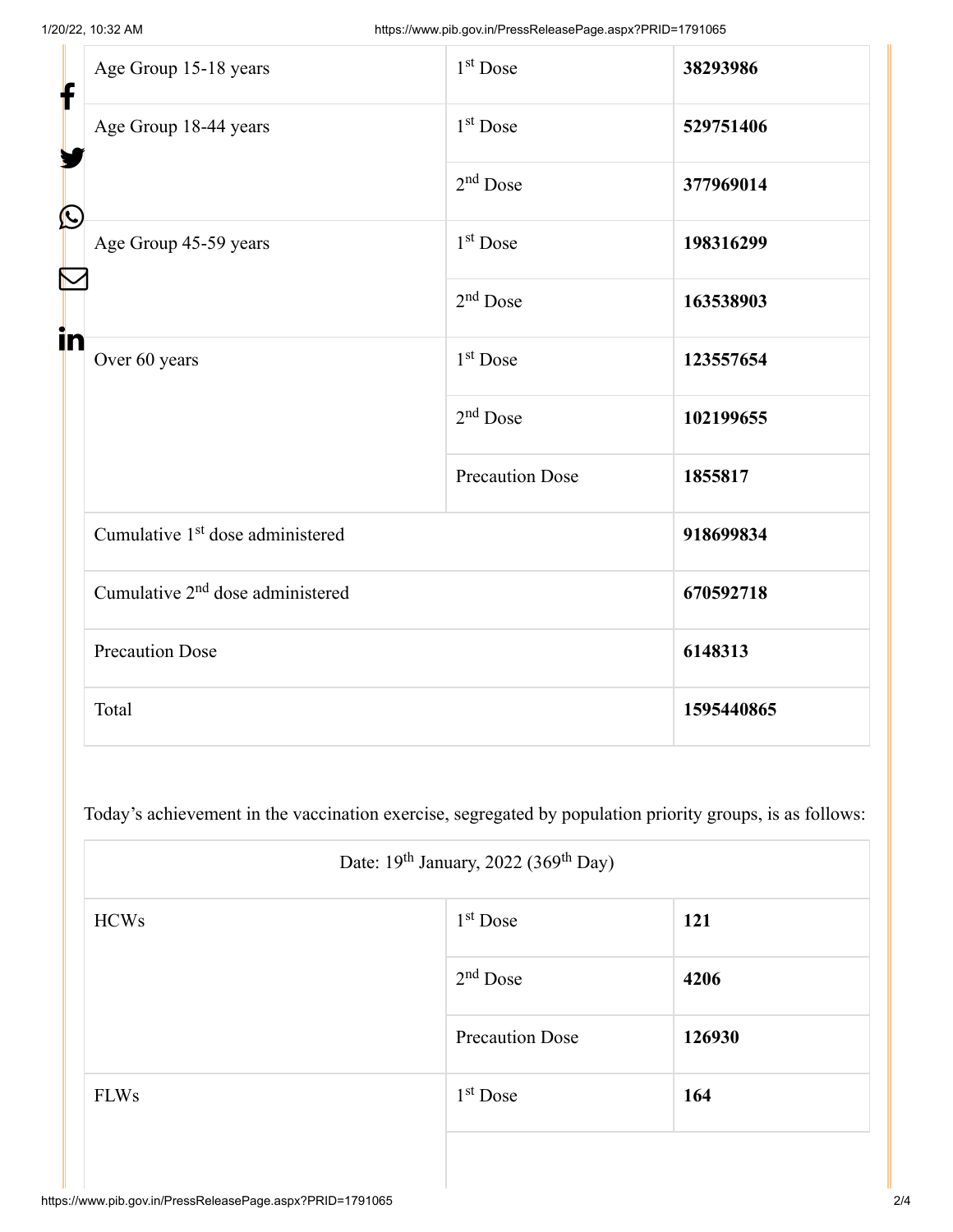| | | |
|---|---|---|
| Age Group 15-18 years | 1st Dose | **38293986** |
| Age Group 18-44 years | 1st Dose | **529751406** |
| | 2nd Dose | **377969014** |
| Age Group 45-59 years | 1st Dose | **198316299** |
| | 2nd Dose | **163538903** |
| Over 60 years | 1st Dose | **123557654** |
| | 2nd Dose | **102199655** |
| | Precaution Dose | **1855817** |
| Cumulative 1st dose administered | | **918699834** |
| Cumulative 2nd dose administered | | **670592718** |
| Precaution Dose | | **6148313** |
| Total | | **1595440865** |

Today's achievement in the vaccination exercise, segregated by population priority groups, is as follows:

| Date: 19th January, 2022 (369th Day) | | |
|---|---|---|
| HCWs | 1st Dose | **121** |
| | 2nd Dose | **4206** |
| | Precaution Dose | **126930** |
| FLWs | 1st Dose | **164** |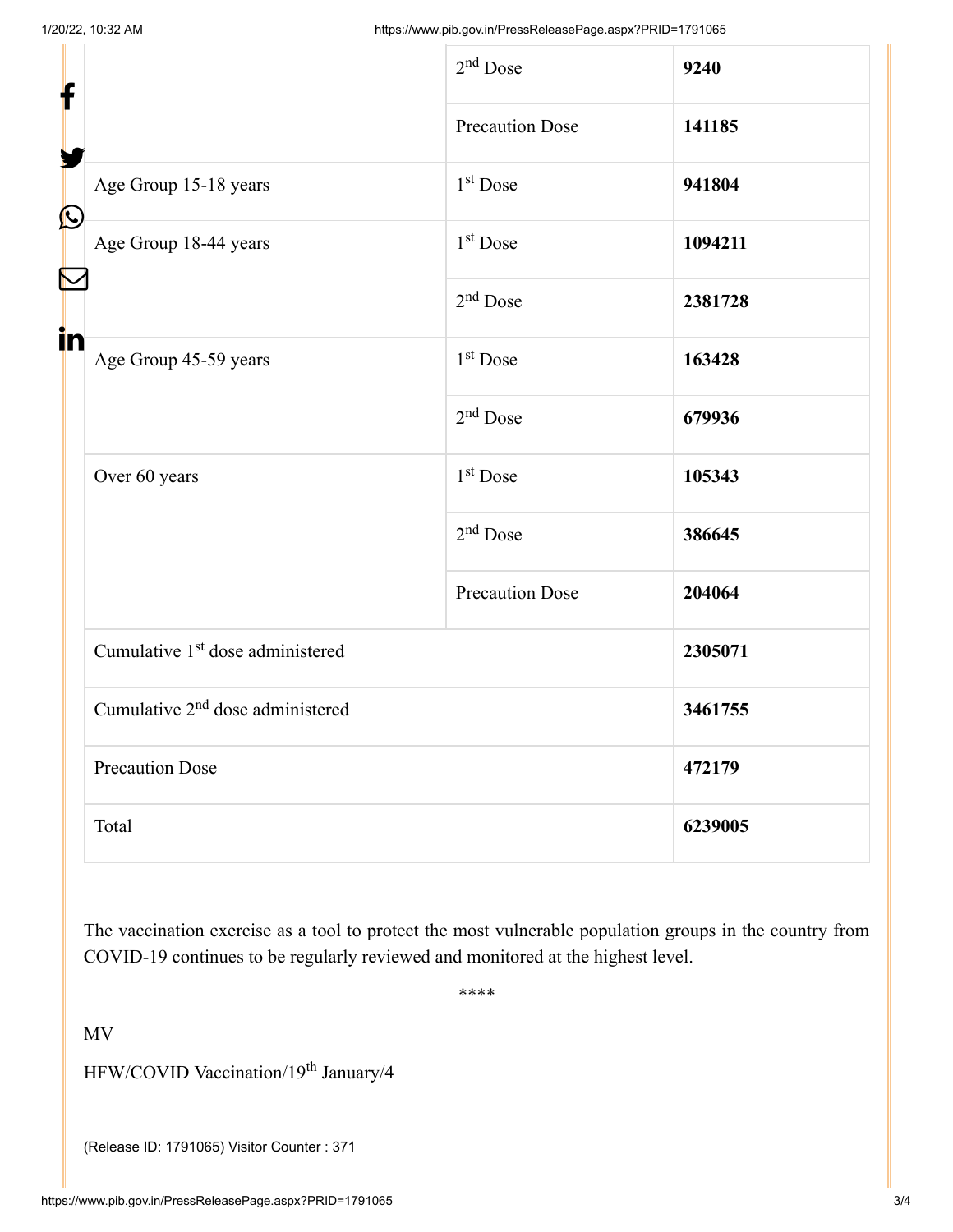|  |  |  |
| --- | --- | --- |
|  | 2nd Dose | **9240** |
|  | Precaution Dose | **141185** |
| Age Group 15-18 years | 1st Dose | **941804** |
| Age Group 18-44 years | 1st Dose | **1094211** |
|  | 2nd Dose | **2381728** |
| Age Group 45-59 years | 1st Dose | **163428** |
|  | 2nd Dose | **679936** |
| Over 60 years | 1st Dose | **105343** |
|  | 2nd Dose | **386645** |
|  | Precaution Dose | **204064** |
| Cumulative 1st dose administered |  | **2305071** |
| Cumulative 2nd dose administered |  | **3461755** |
| Precaution Dose |  | **472179** |
| Total |  | **6239005** |

The vaccination exercise as a tool to protect the most vulnerable population groups in the country from COVID-19 continues to be regularly reviewed and monitored at the highest level.

****

MV

HFW/COVID Vaccination/19th January/4

(Release ID: 1791065) Visitor Counter : 371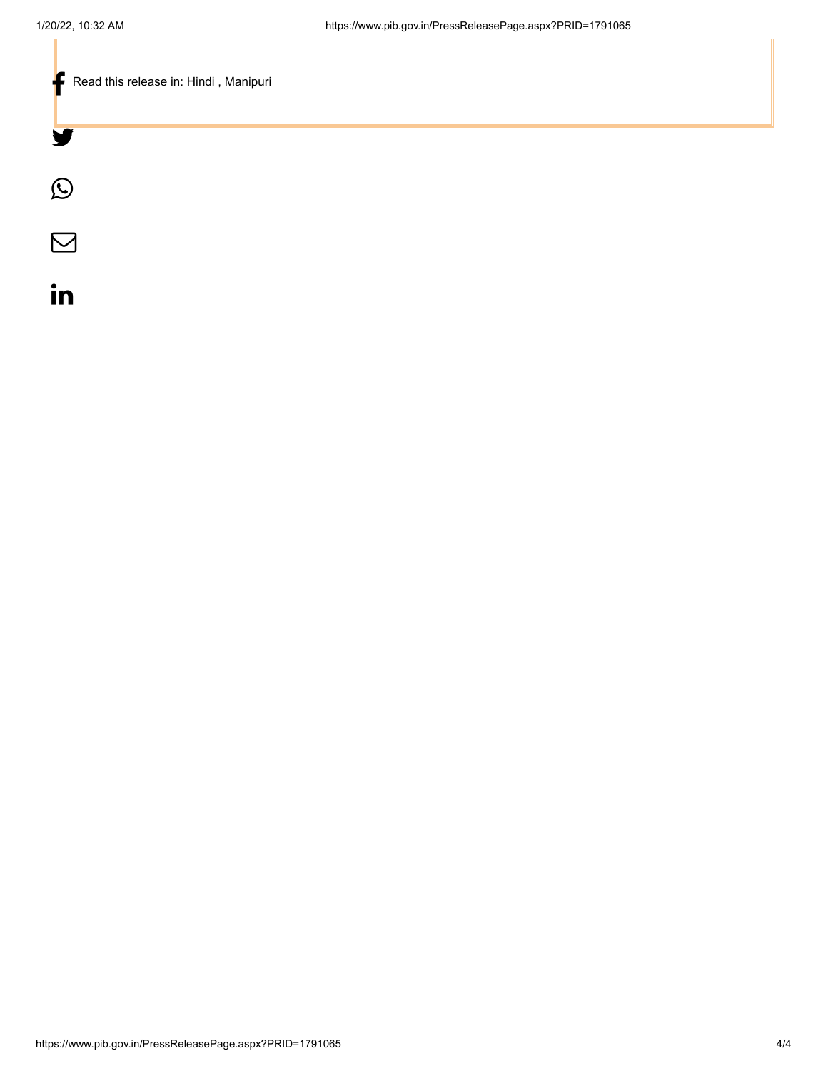Read this release in: Hindi , Manipuri